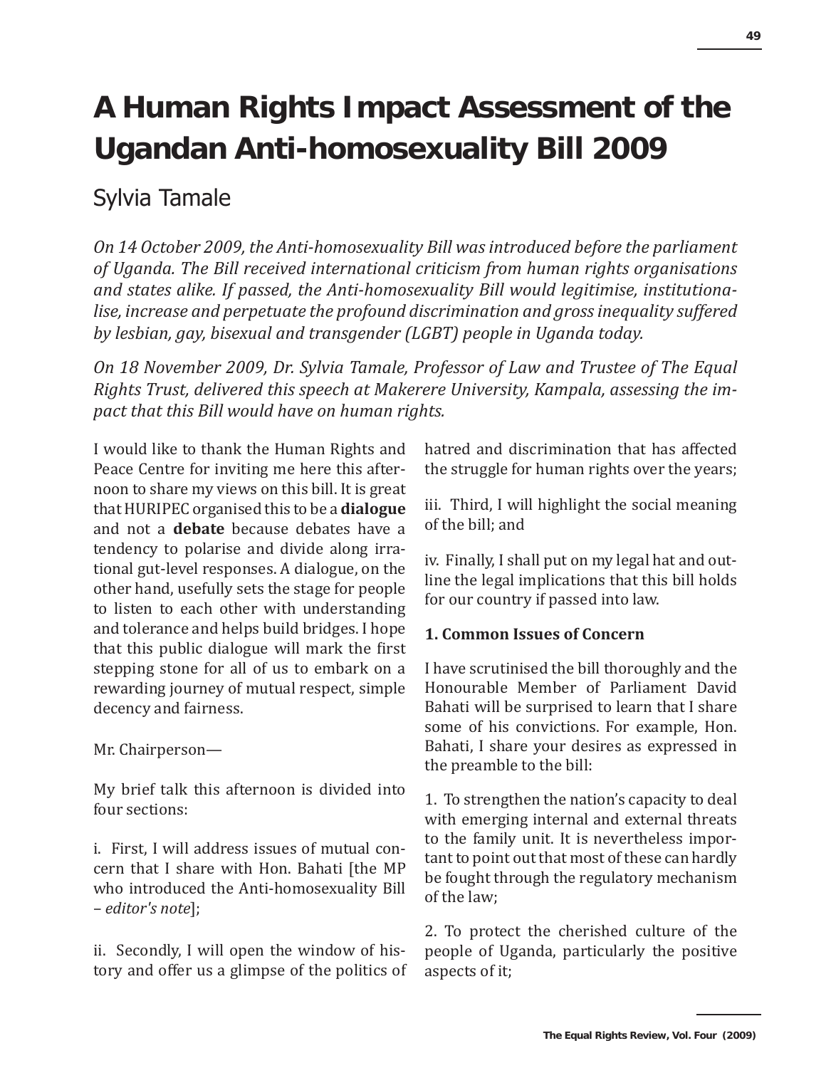# A Human Rights Impact Assessment of the Ugandan Anti-homosexuality Bill 2009

## Sylvia Tamale

*On 14 October 2009, the Anti-homosexuality Bill was introduced before the parliament of Uganda. The Bill received international criticism from human rights organisations and states alike. If passed, the Anti-homosexuality Bill would legitimise, institutionalise, increase and perpetuate the profound discrimination and gross inequality suffered by lesbian, gay, bisexual and transgender (LGBT) people in Uganda today.*

*On 18 November 2009, Dr. Sylvia Tamale, Professor of Law and Trustee of The Equal Rights Trust, delivered this speech at Makerere University, Kampala, assessing the impact that this Bill would have on human rights.*

I would like to thank the Human Rights and Peace Centre for inviting me here this afternoon to share my views on this bill. It is great that HURIPEC organised this to be a **dialogue** and not a **debate** because debates have a tendency to polarise and divide along irrational gut-level responses. A dialogue, on the other hand, usefully sets the stage for people to listen to each other with understanding and tolerance and helps build bridges. I hope that this public dialogue will mark the first stepping stone for all of us to embark on a rewarding journey of mutual respect, simple decency and fairness.

Mr. Chairperson—

My brief talk this afternoon is divided into four sections:

i. First, I will address issues of mutual concern that I share with Hon. Bahati [the MP who introduced the Anti-homosexuality Bill – *editor's note*];

ii. Secondly, I will open the window of history and offer us a glimpse of the politics of hatred and discrimination that has affected the struggle for human rights over the years;

iii. Third, I will highlight the social meaning of the bill; and

iv. Finally, I shall put on my legal hat and outline the legal implications that this bill holds for our country if passed into law.

### 1. Common Issues of Concern

I have scrutinised the bill thoroughly and the Honourable Member of Parliament David Bahati will be surprised to learn that I share some of his convictions. For example, Hon. Bahati, I share your desires as expressed in the preamble to the bill:

1. To strengthen the nation's capacity to deal with emerging internal and external threats to the family unit. It is nevertheless important to point out that most of these can hardly be fought through the regulatory mechanism of the law;

2. To protect the cherished culture of the people of Uganda, particularly the positive aspects of it;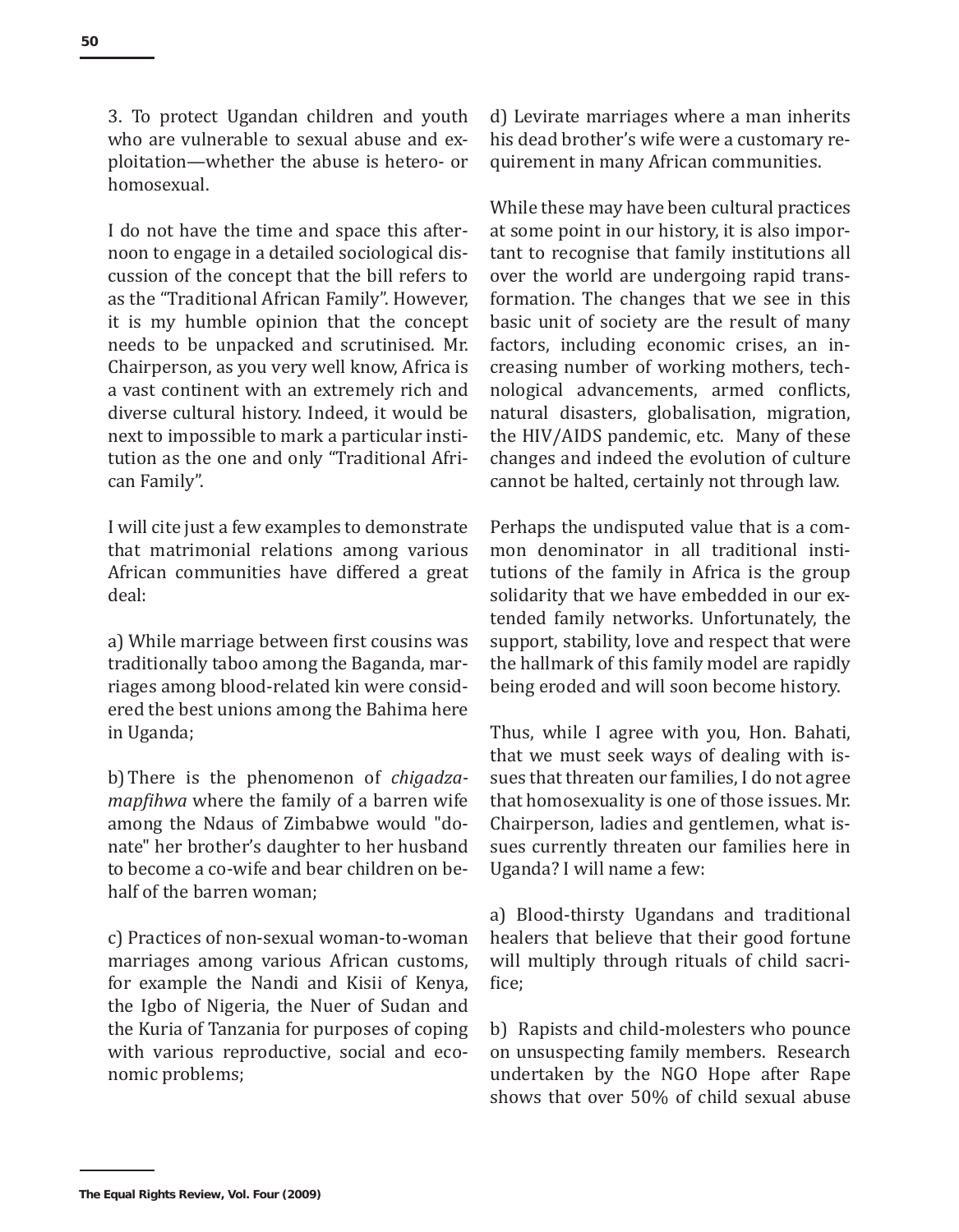3. To protect Ugandan children and youth who are vulnerable to sexual abuse and exploitation—whether the abuse is hetero- or homosexual.

I do not have the time and space this afternoon to engage in a detailed sociological discussion of the concept that the bill refers to as the "Traditional African Family". However, it is my humble opinion that the concept needs to be unpacked and scrutinised. Mr. Chairperson, as you very well know, Africa is a vast continent with an extremely rich and diverse cultural history. Indeed, it would be next to impossible to mark a particular institution as the one and only "Traditional African Family".

I will cite just a few examples to demonstrate that matrimonial relations among various African communities have differed a great deal:

a) While marriage between first cousins was traditionally taboo among the Baganda, marriages among blood-related kin were considered the best unions among the Bahima here in Uganda;

b) There is the phenomenon of *chigadzamapfihwa* where the family of a barren wife among the Ndaus of Zimbabwe would "donate" her brother's daughter to her husband to become a co-wife and bear children on behalf of the barren woman;

c) Practices of non-sexual woman-to-woman marriages among various African customs, for example the Nandi and Kisii of Kenya, the Igbo of Nigeria, the Nuer of Sudan and the Kuria of Tanzania for purposes of coping with various reproductive, social and economic problems;

d) Levirate marriages where a man inherits his dead brother's wife were a customary requirement in many African communities.

While these may have been cultural practices at some point in our history, it is also important to recognise that family institutions all over the world are undergoing rapid transformation. The changes that we see in this basic unit of society are the result of many factors, including economic crises, an increasing number of working mothers, technological advancements, armed conflicts, natural disasters, globalisation, migration, the HIV/AIDS pandemic, etc. Many of these changes and indeed the evolution of culture cannot be halted, certainly not through law.

Perhaps the undisputed value that is a common denominator in all traditional institutions of the family in Africa is the group solidarity that we have embedded in our extended family networks. Unfortunately, the support, stability, love and respect that were the hallmark of this family model are rapidly being eroded and will soon become history.

Thus, while I agree with you, Hon. Bahati, that we must seek ways of dealing with issues that threaten our families, I do not agree that homosexuality is one of those issues. Mr. Chairperson, ladies and gentlemen, what issues currently threaten our families here in Uganda? I will name a few:

a) Blood-thirsty Ugandans and traditional healers that believe that their good fortune will multiply through rituals of child sacrifice;

b) Rapists and child-molesters who pounce on unsuspecting family members. Research undertaken by the NGO Hope after Rape shows that over 50% of child sexual abuse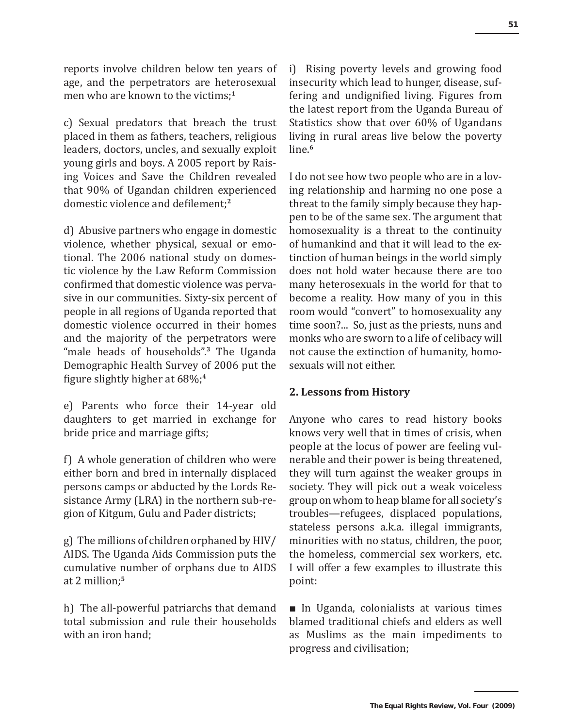reports involve children below ten years of age, and the perpetrators are heterosexual men who are known to the victims;[1]

c) Sexual predators that breach the trust placed in them as fathers, teachers, religious leaders, doctors, uncles, and sexually exploit young girls and boys. A 2005 report by Raising Voices and Save the Children revealed that 90% of Ugandan children experienced domestic violence and defilement;[2]

d) Abusive partners who engage in domestic violence, whether physical, sexual or emotional. The 2006 national study on domestic violence by the Law Reform Commission confirmed that domestic violence was pervasive in our communities. Sixty-six percent of people in all regions of Uganda reported that domestic violence occurred in their homes and the majority of the perpetrators were "male heads of households".[3] The Uganda Demographic Health Survey of 2006 put the figure slightly higher at 68%;[4]

e) Parents who force their 14-year old daughters to get married in exchange for bride price and marriage gifts;

f) A whole generation of children who were either born and bred in internally displaced persons camps or abducted by the Lords Resistance Army (LRA) in the northern sub-region of Kitgum, Gulu and Pader districts;

g) The millions of children orphaned by HIV/AIDS. The Uganda Aids Commission puts the cumulative number of orphans due to AIDS at 2 million;[5]

h) The all-powerful patriarchs that demand total submission and rule their households with an iron hand;

i) Rising poverty levels and growing food insecurity which lead to hunger, disease, suffering and undignified living. Figures from the latest report from the Uganda Bureau of Statistics show that over 60% of Ugandans living in rural areas live below the poverty line.[6]

I do not see how two people who are in a loving relationship and harming no one pose a threat to the family simply because they happen to be of the same sex. The argument that homosexuality is a threat to the continuity of humankind and that it will lead to the extinction of human beings in the world simply does not hold water because there are too many heterosexuals in the world for that to become a reality. How many of you in this room would "convert" to homosexuality any time soon?... So, just as the priests, nuns and monks who are sworn to a life of celibacy will not cause the extinction of humanity, homosexuals will not either.

## 2. Lessons from History

Anyone who cares to read history books knows very well that in times of crisis, when people at the locus of power are feeling vulnerable and their power is being threatened, they will turn against the weaker groups in society. They will pick out a weak voiceless group on whom to heap blame for all society's troubles—refugees, displaced populations, stateless persons a.k.a. illegal immigrants, minorities with no status, children, the poor, the homeless, commercial sex workers, etc. I will offer a few examples to illustrate this point:

- In Uganda, colonialists at various times blamed traditional chiefs and elders as well as Muslims as the main impediments to progress and civilisation;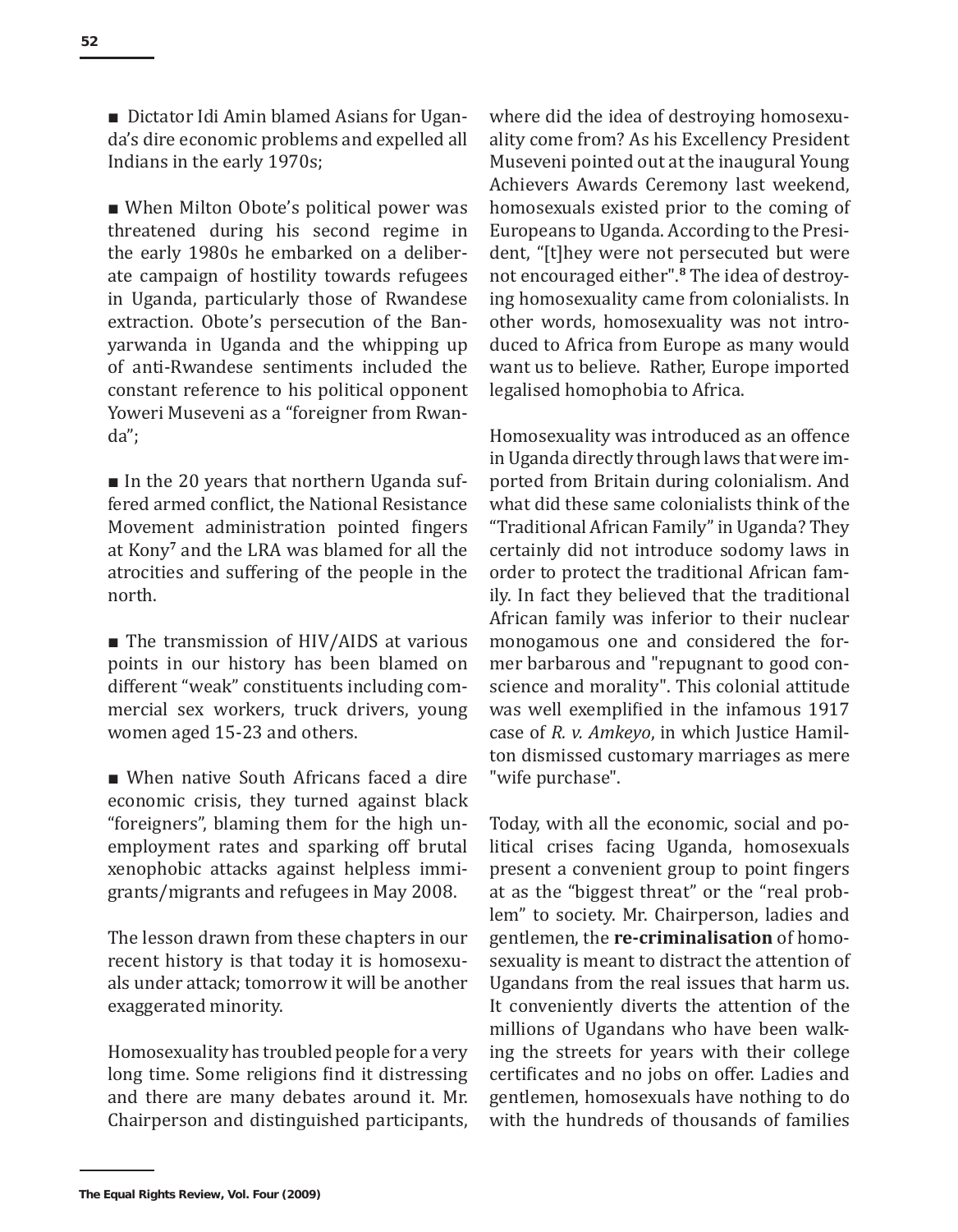■ Dictator Idi Amin blamed Asians for Uganda's dire economic problems and expelled all Indians in the early 1970s;

■ When Milton Obote's political power was threatened during his second regime in the early 1980s he embarked on a deliberate campaign of hostility towards refugees in Uganda, particularly those of Rwandese extraction. Obote's persecution of the Banyarwanda in Uganda and the whipping up of anti-Rwandese sentiments included the constant reference to his political opponent Yoweri Museveni as a "foreigner from Rwanda";

■ In the 20 years that northern Uganda suffered armed conflict, the National Resistance Movement administration pointed fingers at Kony[7] and the LRA was blamed for all the atrocities and suffering of the people in the north.

■ The transmission of HIV/AIDS at various points in our history has been blamed on different "weak" constituents including commercial sex workers, truck drivers, young women aged 15-23 and others.

■ When native South Africans faced a dire economic crisis, they turned against black "foreigners", blaming them for the high unemployment rates and sparking off brutal xenophobic attacks against helpless immigrants/migrants and refugees in May 2008.

The lesson drawn from these chapters in our recent history is that today it is homosexuals under attack; tomorrow it will be another exaggerated minority.

Homosexuality has troubled people for a very long time. Some religions find it distressing and there are many debates around it. Mr. Chairperson and distinguished participants, where did the idea of destroying homosexuality come from? As his Excellency President Museveni pointed out at the inaugural Young Achievers Awards Ceremony last weekend, homosexuals existed prior to the coming of Europeans to Uganda. According to the President, "[t]hey were not persecuted but were not encouraged either".[8] The idea of destroying homosexuality came from colonialists. In other words, homosexuality was not introduced to Africa from Europe as many would want us to believe. Rather, Europe imported legalised homophobia to Africa.

Homosexuality was introduced as an offence in Uganda directly through laws that were imported from Britain during colonialism. And what did these same colonialists think of the "Traditional African Family" in Uganda? They certainly did not introduce sodomy laws in order to protect the traditional African family. In fact they believed that the traditional African family was inferior to their nuclear monogamous one and considered the former barbarous and "repugnant to good conscience and morality". This colonial attitude was well exemplified in the infamous 1917 case of *R. v. Amkeyo*, in which Justice Hamilton dismissed customary marriages as mere "wife purchase".

Today, with all the economic, social and political crises facing Uganda, homosexuals present a convenient group to point fingers at as the "biggest threat" or the "real problem" to society. Mr. Chairperson, ladies and gentlemen, the **re-criminalisation** of homosexuality is meant to distract the attention of Ugandans from the real issues that harm us. It conveniently diverts the attention of the millions of Ugandans who have been walking the streets for years with their college certificates and no jobs on offer. Ladies and gentlemen, homosexuals have nothing to do with the hundreds of thousands of families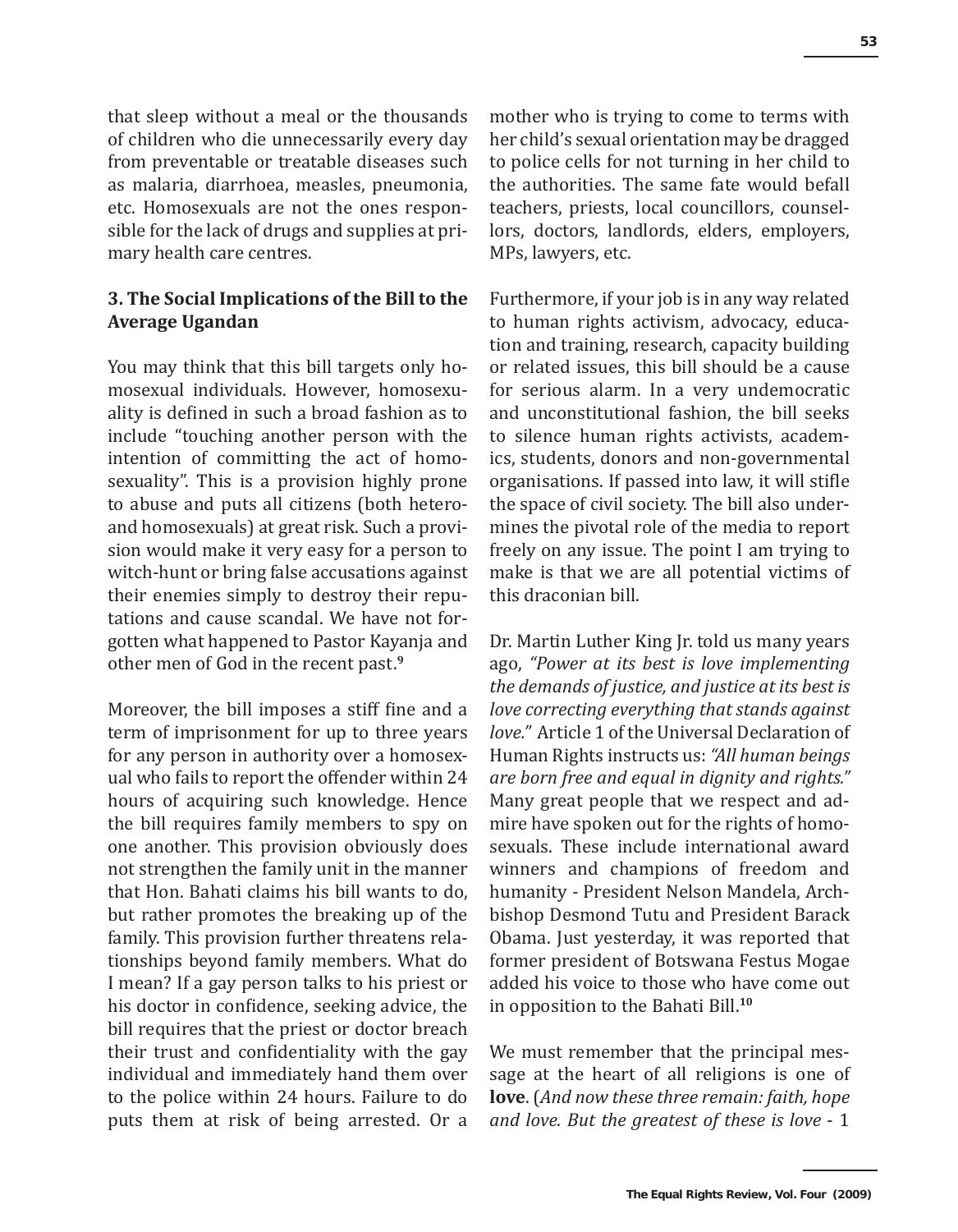that sleep without a meal or the thousands of children who die unnecessarily every day from preventable or treatable diseases such as malaria, diarrhoea, measles, pneumonia, etc. Homosexuals are not the ones responsible for the lack of drugs and supplies at primary health care centres.

### 3. The Social Implications of the Bill to the Average Ugandan

You may think that this bill targets only homosexual individuals. However, homosexuality is defined in such a broad fashion as to include "touching another person with the intention of committing the act of homosexuality". This is a provision highly prone to abuse and puts all citizens (both hetero- and homosexuals) at great risk. Such a provision would make it very easy for a person to witch-hunt or bring false accusations against their enemies simply to destroy their reputations and cause scandal. We have not forgotten what happened to Pastor Kayanja and other men of God in the recent past.[9]

Moreover, the bill imposes a stiff fine and a term of imprisonment for up to three years for any person in authority over a homosexual who fails to report the offender within 24 hours of acquiring such knowledge. Hence the bill requires family members to spy on one another. This provision obviously does not strengthen the family unit in the manner that Hon. Bahati claims his bill wants to do, but rather promotes the breaking up of the family. This provision further threatens relationships beyond family members. What do I mean? If a gay person talks to his priest or his doctor in confidence, seeking advice, the bill requires that the priest or doctor breach their trust and confidentiality with the gay individual and immediately hand them over to the police within 24 hours. Failure to do puts them at risk of being arrested. Or a mother who is trying to come to terms with her child's sexual orientation may be dragged to police cells for not turning in her child to the authorities. The same fate would befall teachers, priests, local councillors, counsellors, doctors, landlords, elders, employers, MPs, lawyers, etc.

Furthermore, if your job is in any way related to human rights activism, advocacy, education and training, research, capacity building or related issues, this bill should be a cause for serious alarm. In a very undemocratic and unconstitutional fashion, the bill seeks to silence human rights activists, academics, students, donors and non-governmental organisations. If passed into law, it will stifle the space of civil society. The bill also undermines the pivotal role of the media to report freely on any issue. The point I am trying to make is that we are all potential victims of this draconian bill.

Dr. Martin Luther King Jr. told us many years ago, *"Power at its best is love implementing the demands of justice, and justice at its best is love correcting everything that stands against love."* Article 1 of the Universal Declaration of Human Rights instructs us: *"All human beings are born free and equal in dignity and rights."* Many great people that we respect and admire have spoken out for the rights of homosexuals. These include international award winners and champions of freedom and humanity - President Nelson Mandela, Archbishop Desmond Tutu and President Barack Obama. Just yesterday, it was reported that former president of Botswana Festus Mogae added his voice to those who have come out in opposition to the Bahati Bill.[10]

We must remember that the principal message at the heart of all religions is one of **love**. (*And now these three remain: faith, hope and love. But the greatest of these is love* - 1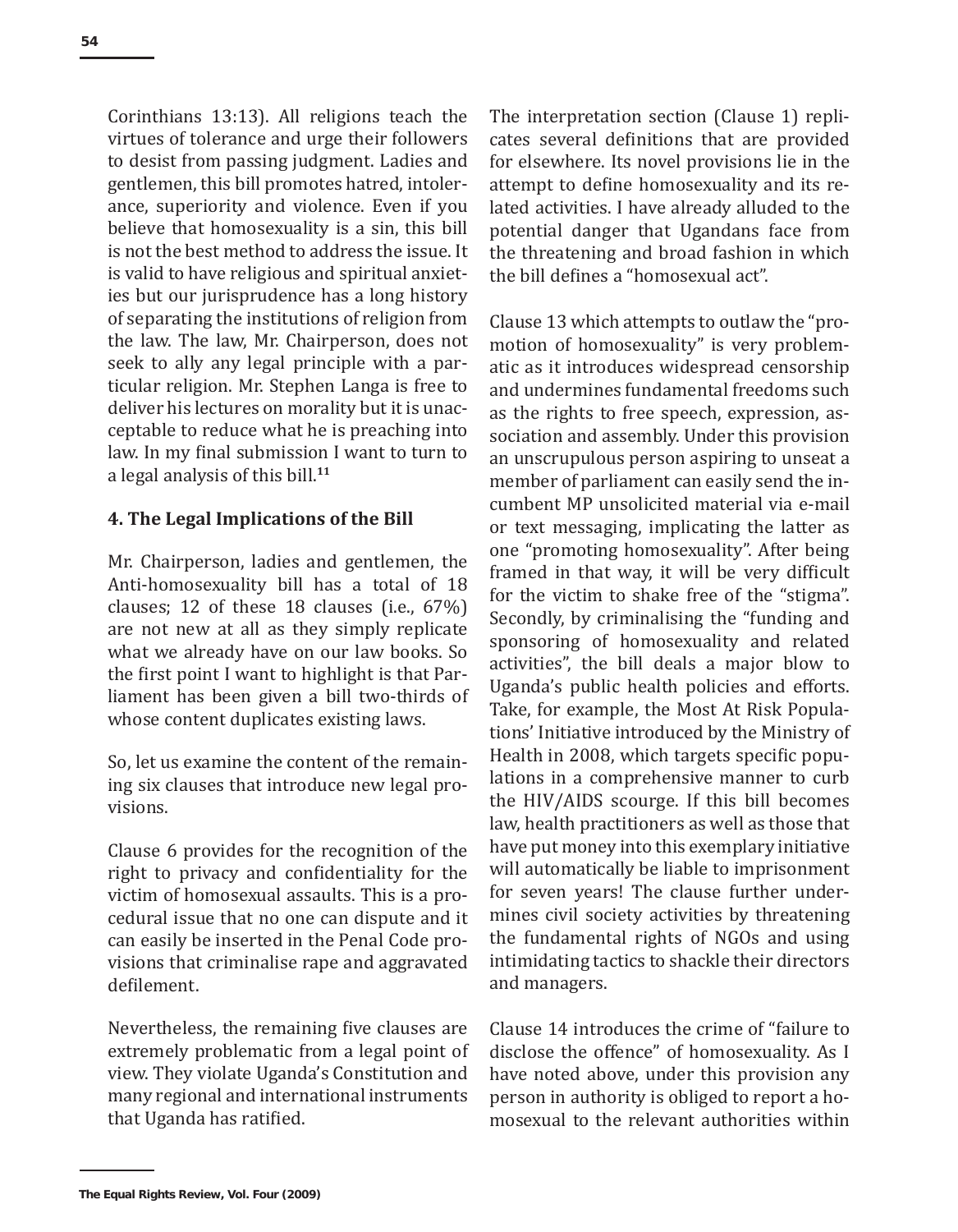Corinthians 13:13). All religions teach the virtues of tolerance and urge their followers to desist from passing judgment. Ladies and gentlemen, this bill promotes hatred, intolerance, superiority and violence. Even if you believe that homosexuality is a sin, this bill is not the best method to address the issue. It is valid to have religious and spiritual anxieties but our jurisprudence has a long history of separating the institutions of religion from the law. The law, Mr. Chairperson, does not seek to ally any legal principle with a particular religion. Mr. Stephen Langa is free to deliver his lectures on morality but it is unacceptable to reduce what he is preaching into law. In my final submission I want to turn to a legal analysis of this bill.[11]

## 4. The Legal Implications of the Bill

Mr. Chairperson, ladies and gentlemen, the Anti-homosexuality bill has a total of 18 clauses; 12 of these 18 clauses (i.e., 67%) are not new at all as they simply replicate what we already have on our law books. So the first point I want to highlight is that Parliament has been given a bill two-thirds of whose content duplicates existing laws.

So, let us examine the content of the remaining six clauses that introduce new legal provisions.

Clause 6 provides for the recognition of the right to privacy and confidentiality for the victim of homosexual assaults. This is a procedural issue that no one can dispute and it can easily be inserted in the Penal Code provisions that criminalise rape and aggravated defilement.

Nevertheless, the remaining five clauses are extremely problematic from a legal point of view. They violate Uganda's Constitution and many regional and international instruments that Uganda has ratified.

The interpretation section (Clause 1) replicates several definitions that are provided for elsewhere. Its novel provisions lie in the attempt to define homosexuality and its related activities. I have already alluded to the potential danger that Ugandans face from the threatening and broad fashion in which the bill defines a "homosexual act".

Clause 13 which attempts to outlaw the "promotion of homosexuality" is very problematic as it introduces widespread censorship and undermines fundamental freedoms such as the rights to free speech, expression, association and assembly. Under this provision an unscrupulous person aspiring to unseat a member of parliament can easily send the incumbent MP unsolicited material via e-mail or text messaging, implicating the latter as one "promoting homosexuality". After being framed in that way, it will be very difficult for the victim to shake free of the "stigma". Secondly, by criminalising the "funding and sponsoring of homosexuality and related activities", the bill deals a major blow to Uganda's public health policies and efforts. Take, for example, the Most At Risk Populations' Initiative introduced by the Ministry of Health in 2008, which targets specific populations in a comprehensive manner to curb the HIV/AIDS scourge. If this bill becomes law, health practitioners as well as those that have put money into this exemplary initiative will automatically be liable to imprisonment for seven years! The clause further undermines civil society activities by threatening the fundamental rights of NGOs and using intimidating tactics to shackle their directors and managers.

Clause 14 introduces the crime of "failure to disclose the offence" of homosexuality. As I have noted above, under this provision any person in authority is obliged to report a homosexual to the relevant authorities within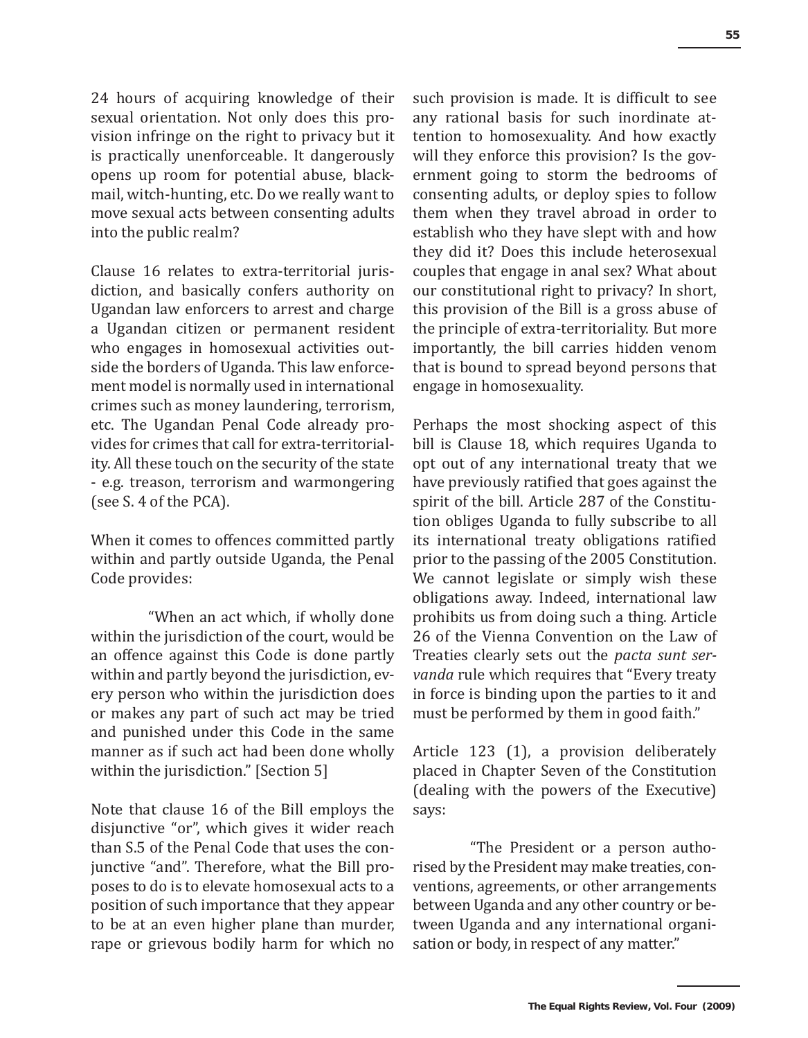24 hours of acquiring knowledge of their sexual orientation. Not only does this provision infringe on the right to privacy but it is practically unenforceable. It dangerously opens up room for potential abuse, blackmail, witch-hunting, etc. Do we really want to move sexual acts between consenting adults into the public realm?

Clause 16 relates to extra-territorial jurisdiction, and basically confers authority on Ugandan law enforcers to arrest and charge a Ugandan citizen or permanent resident who engages in homosexual activities outside the borders of Uganda. This law enforcement model is normally used in international crimes such as money laundering, terrorism, etc. The Ugandan Penal Code already provides for crimes that call for extra-territoriality. All these touch on the security of the state - e.g. treason, terrorism and warmongering (see S. 4 of the PCA).

When it comes to offences committed partly within and partly outside Uganda, the Penal Code provides:

> "When an act which, if wholly done within the jurisdiction of the court, would be an offence against this Code is done partly within and partly beyond the jurisdiction, every person who within the jurisdiction does or makes any part of such act may be tried and punished under this Code in the same manner as if such act had been done wholly within the jurisdiction." [Section 5]

Note that clause 16 of the Bill employs the disjunctive "or", which gives it wider reach than S.5 of the Penal Code that uses the conjunctive "and". Therefore, what the Bill proposes to do is to elevate homosexual acts to a position of such importance that they appear to be at an even higher plane than murder, rape or grievous bodily harm for which no such provision is made. It is difficult to see any rational basis for such inordinate attention to homosexuality. And how exactly will they enforce this provision? Is the government going to storm the bedrooms of consenting adults, or deploy spies to follow them when they travel abroad in order to establish who they have slept with and how they did it? Does this include heterosexual couples that engage in anal sex? What about our constitutional right to privacy? In short, this provision of the Bill is a gross abuse of the principle of extra-territoriality. But more importantly, the bill carries hidden venom that is bound to spread beyond persons that engage in homosexuality.

Perhaps the most shocking aspect of this bill is Clause 18, which requires Uganda to opt out of any international treaty that we have previously ratified that goes against the spirit of the bill. Article 287 of the Constitution obliges Uganda to fully subscribe to all its international treaty obligations ratified prior to the passing of the 2005 Constitution. We cannot legislate or simply wish these obligations away. Indeed, international law prohibits us from doing such a thing. Article 26 of the Vienna Convention on the Law of Treaties clearly sets out the *pacta sunt servanda* rule which requires that "Every treaty in force is binding upon the parties to it and must be performed by them in good faith."

Article 123 (1), a provision deliberately placed in Chapter Seven of the Constitution (dealing with the powers of the Executive) says:

> "The President or a person authorised by the President may make treaties, conventions, agreements, or other arrangements between Uganda and any other country or between Uganda and any international organisation or body, in respect of any matter."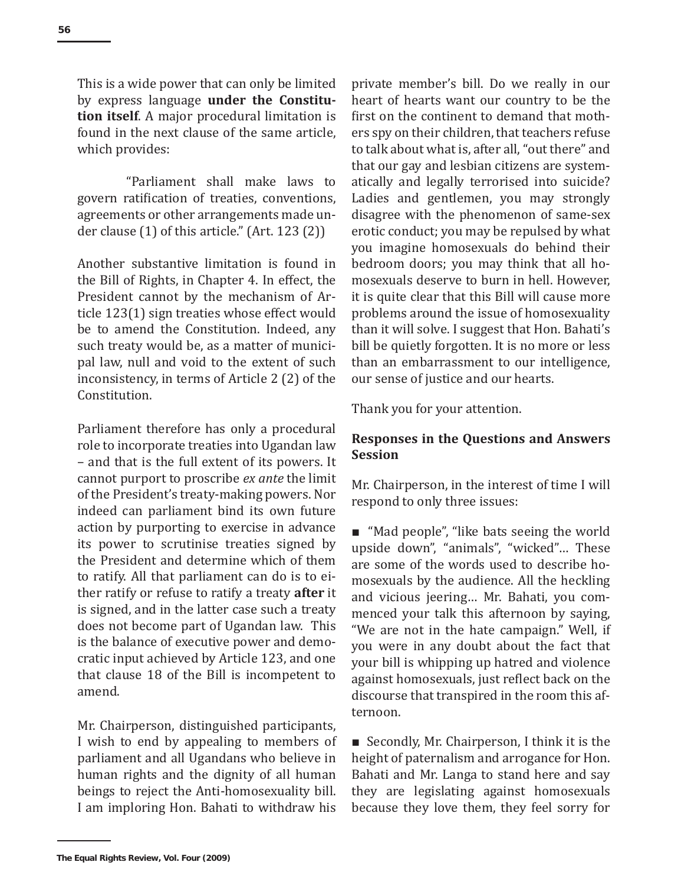This is a wide power that can only be limited by express language **under the Constitution itself**. A major procedural limitation is found in the next clause of the same article, which provides:

> "Parliament shall make laws to govern ratification of treaties, conventions, agreements or other arrangements made under clause (1) of this article." (Art. 123 (2))

Another substantive limitation is found in the Bill of Rights, in Chapter 4. In effect, the President cannot by the mechanism of Article 123(1) sign treaties whose effect would be to amend the Constitution. Indeed, any such treaty would be, as a matter of municipal law, null and void to the extent of such inconsistency, in terms of Article 2 (2) of the Constitution.

Parliament therefore has only a procedural role to incorporate treaties into Ugandan law – and that is the full extent of its powers. It cannot purport to proscribe *ex ante* the limit of the President's treaty-making powers. Nor indeed can parliament bind its own future action by purporting to exercise in advance its power to scrutinise treaties signed by the President and determine which of them to ratify. All that parliament can do is to either ratify or refuse to ratify a treaty **after** it is signed, and in the latter case such a treaty does not become part of Ugandan law. This is the balance of executive power and democratic input achieved by Article 123, and one that clause 18 of the Bill is incompetent to amend.

Mr. Chairperson, distinguished participants, I wish to end by appealing to members of parliament and all Ugandans who believe in human rights and the dignity of all human beings to reject the Anti-homosexuality bill. I am imploring Hon. Bahati to withdraw his private member's bill. Do we really in our heart of hearts want our country to be the first on the continent to demand that mothers spy on their children, that teachers refuse to talk about what is, after all, "out there" and that our gay and lesbian citizens are systematically and legally terrorised into suicide? Ladies and gentlemen, you may strongly disagree with the phenomenon of same-sex erotic conduct; you may be repulsed by what you imagine homosexuals do behind their bedroom doors; you may think that all homosexuals deserve to burn in hell. However, it is quite clear that this Bill will cause more problems around the issue of homosexuality than it will solve. I suggest that Hon. Bahati's bill be quietly forgotten. It is no more or less than an embarrassment to our intelligence, our sense of justice and our hearts.

Thank you for your attention.

**Responses in the Questions and Answers Session**

Mr. Chairperson, in the interest of time I will respond to only three issues:

- "Mad people", "like bats seeing the world upside down", "animals", "wicked"… These are some of the words used to describe homosexuals by the audience. All the heckling and vicious jeering… Mr. Bahati, you commenced your talk this afternoon by saying, "We are not in the hate campaign." Well, if you were in any doubt about the fact that your bill is whipping up hatred and violence against homosexuals, just reflect back on the discourse that transpired in the room this afternoon.

- Secondly, Mr. Chairperson, I think it is the height of paternalism and arrogance for Hon. Bahati and Mr. Langa to stand here and say they are legislating against homosexuals because they love them, they feel sorry for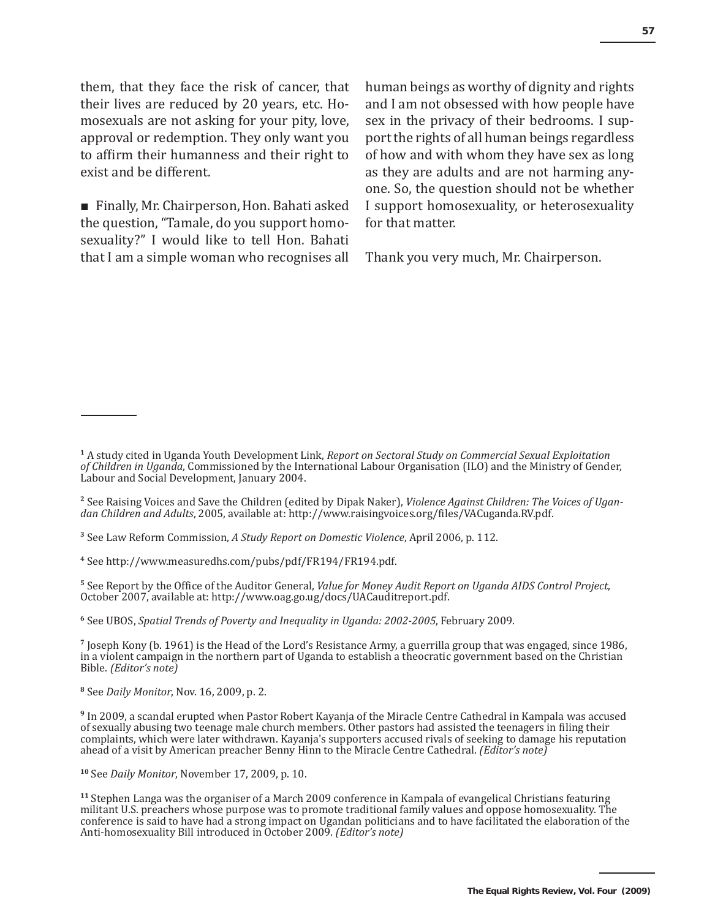them, that they face the risk of cancer, that their lives are reduced by 20 years, etc. Homosexuals are not asking for your pity, love, approval or redemption. They only want you to affirm their humanness and their right to exist and be different.

■ Finally, Mr. Chairperson, Hon. Bahati asked the question, "Tamale, do you support homosexuality?" I would like to tell Hon. Bahati that I am a simple woman who recognises all human beings as worthy of dignity and rights and I am not obsessed with how people have sex in the privacy of their bedrooms. I support the rights of all human beings regardless of how and with whom they have sex as long as they are adults and are not harming anyone. So, the question should not be whether I support homosexuality, or heterosexuality for that matter.

Thank you very much, Mr. Chairperson.

---

[1] A study cited in Uganda Youth Development Link, *Report on Sectoral Study on Commercial Sexual Exploitation of Children in Uganda*, Commissioned by the International Labour Organisation (ILO) and the Ministry of Gender, Labour and Social Development, January 2004.

[2] See Raising Voices and Save the Children (edited by Dipak Naker), *Violence Against Children: The Voices of Ugandan Children and Adults*, 2005, available at: http://www.raisingvoices.org/files/VACuganda.RV.pdf.

[3] See Law Reform Commission, *A Study Report on Domestic Violence*, April 2006, p. 112.

[4] See http://www.measuredhs.com/pubs/pdf/FR194/FR194.pdf.

[5] See Report by the Office of the Auditor General, *Value for Money Audit Report on Uganda AIDS Control Project*, October 2007, available at: http://www.oag.go.ug/docs/UACauditreport.pdf.

[6] See UBOS, *Spatial Trends of Poverty and Inequality in Uganda: 2002-2005*, February 2009.

[7] Joseph Kony (b. 1961) is the Head of the Lord's Resistance Army, a guerrilla group that was engaged, since 1986, in a violent campaign in the northern part of Uganda to establish a theocratic government based on the Christian Bible. *(Editor's note)*

[8] See *Daily Monitor*, Nov. 16, 2009, p. 2.

[9] In 2009, a scandal erupted when Pastor Robert Kayanja of the Miracle Centre Cathedral in Kampala was accused of sexually abusing two teenage male church members. Other pastors had assisted the teenagers in filing their complaints, which were later withdrawn. Kayanja's supporters accused rivals of seeking to damage his reputation ahead of a visit by American preacher Benny Hinn to the Miracle Centre Cathedral. *(Editor's note)*

[10] See *Daily Monitor*, November 17, 2009, p. 10.

[11] Stephen Langa was the organiser of a March 2009 conference in Kampala of evangelical Christians featuring militant U.S. preachers whose purpose was to promote traditional family values and oppose homosexuality. The conference is said to have had a strong impact on Ugandan politicians and to have facilitated the elaboration of the Anti-homosexuality Bill introduced in October 2009. *(Editor's note)*